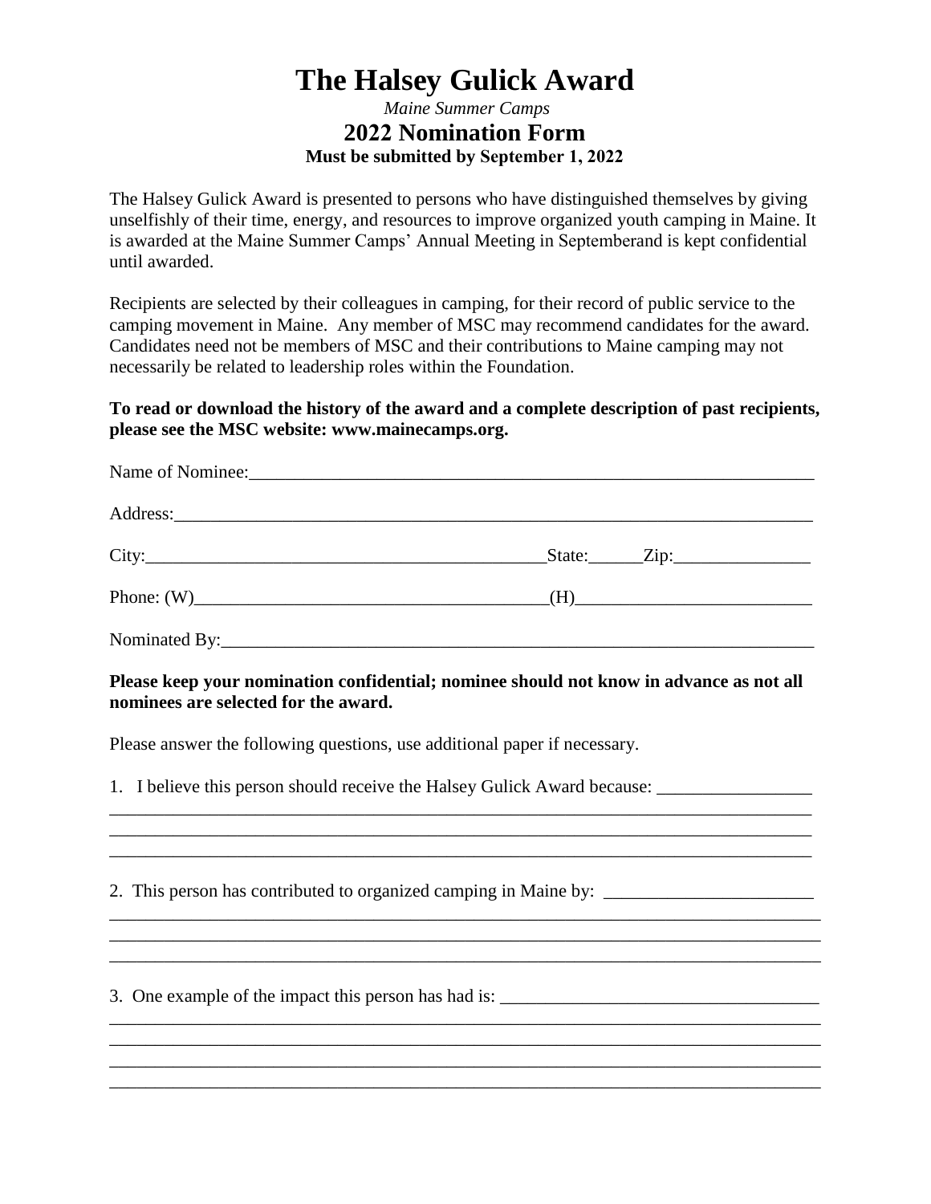# The Halsey Gulick Award

*Maine Summer Camps*

## 2022 Nomination Form

**Must be submitted by September 1, 2022**

The Halsey Gulick Award is presented to persons who have distinguished themselves by giving unselfishly of their time, energy, and resources to improve organized youth camping in Maine. It is awarded at the Maine Summer Camps' Annual Meeting in Septemberand is kept confidential until awarded.

Recipients are selected by their colleagues in camping, for their record of public service to the camping movement in Maine. Any member of MSC may recommend candidates for the award. Candidates need not be members of MSC and their contributions to Maine camping may not necessarily be related to leadership roles within the Foundation.

**To read or download the history of the award and a complete description of past recipients, please see the MSC website: www.mainecamps.org.**

Name of Nominee:_______________________________________________________________

Address:_______________________________________________________________________

City:____________________________________________State:______Zip:_______________

Phone: (W)_____________________________________(H)_________________________

Nominated By:___________________________________________________________________

**Please keep your nomination confidential; nominee should not know in advance as not all nominees are selected for the award.**

Please answer the following questions, use additional paper if necessary.

1. I believe this person should receive the Halsey Gulick Award because: _________________
_______________________________________________________________________________
_______________________________________________________________________________
_______________________________________________________________________________

2. This person has contributed to organized camping in Maine by: _______________________
_______________________________________________________________________________
_______________________________________________________________________________
_______________________________________________________________________________

3. One example of the impact this person has had is: ___________________________________
_______________________________________________________________________________
_______________________________________________________________________________
_______________________________________________________________________________
_______________________________________________________________________________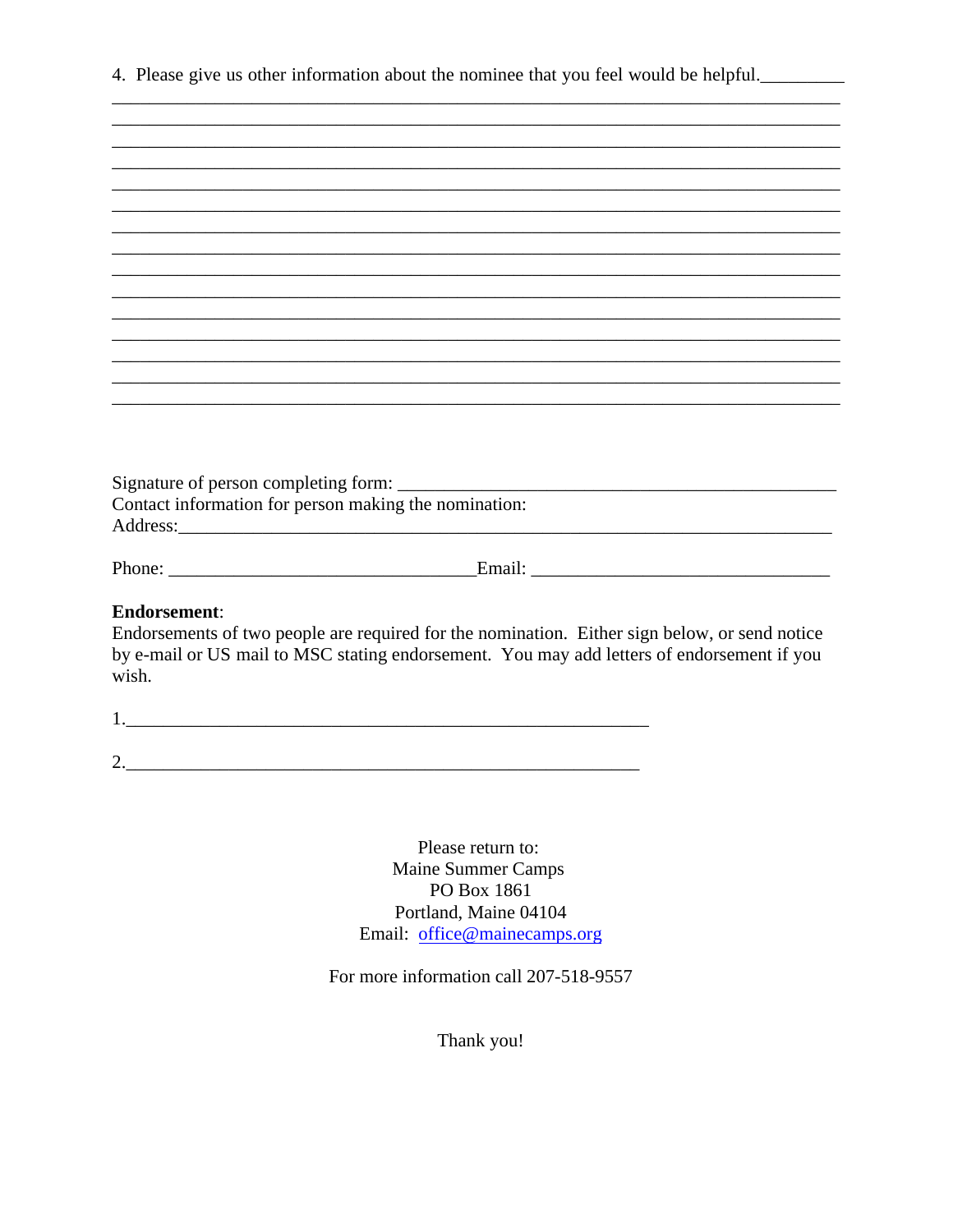4. Please give us other information about the nominee that you feel would be helpful.\_\_\_\_\_\_\_\_\_

\_\_\_\_\_\_\_\_\_\_\_\_\_\_\_\_\_\_\_\_\_\_\_\_\_\_\_\_\_\_\_\_\_\_\_\_\_\_\_\_\_\_\_\_\_\_\_\_\_\_\_\_\_\_\_\_\_\_\_\_\_\_\_\_\_\_\_\_\_\_\_\_\_\_\_\_\_\_

\_\_\_\_\_\_\_\_\_\_\_\_\_\_\_\_\_\_\_\_\_\_\_\_\_\_\_\_\_\_\_\_\_\_\_\_\_\_\_\_\_\_\_\_\_\_\_\_\_\_\_\_\_\_\_\_\_\_\_\_\_\_\_\_\_\_\_\_\_\_\_\_\_\_\_\_\_\_

\_\_\_\_\_\_\_\_\_\_\_\_\_\_\_\_\_\_\_\_\_\_\_\_\_\_\_\_\_\_\_\_\_\_\_\_\_\_\_\_\_\_\_\_\_\_\_\_\_\_\_\_\_\_\_\_\_\_\_\_\_\_\_\_\_\_\_\_\_\_\_\_\_\_\_\_\_\_

\_\_\_\_\_\_\_\_\_\_\_\_\_\_\_\_\_\_\_\_\_\_\_\_\_\_\_\_\_\_\_\_\_\_\_\_\_\_\_\_\_\_\_\_\_\_\_\_\_\_\_\_\_\_\_\_\_\_\_\_\_\_\_\_\_\_\_\_\_\_\_\_\_\_\_\_\_\_

\_\_\_\_\_\_\_\_\_\_\_\_\_\_\_\_\_\_\_\_\_\_\_\_\_\_\_\_\_\_\_\_\_\_\_\_\_\_\_\_\_\_\_\_\_\_\_\_\_\_\_\_\_\_\_\_\_\_\_\_\_\_\_\_\_\_\_\_\_\_\_\_\_\_\_\_\_\_

\_\_\_\_\_\_\_\_\_\_\_\_\_\_\_\_\_\_\_\_\_\_\_\_\_\_\_\_\_\_\_\_\_\_\_\_\_\_\_\_\_\_\_\_\_\_\_\_\_\_\_\_\_\_\_\_\_\_\_\_\_\_\_\_\_\_\_\_\_\_\_\_\_\_\_\_\_\_

\_\_\_\_\_\_\_\_\_\_\_\_\_\_\_\_\_\_\_\_\_\_\_\_\_\_\_\_\_\_\_\_\_\_\_\_\_\_\_\_\_\_\_\_\_\_\_\_\_\_\_\_\_\_\_\_\_\_\_\_\_\_\_\_\_\_\_\_\_\_\_\_\_\_\_\_\_\_

\_\_\_\_\_\_\_\_\_\_\_\_\_\_\_\_\_\_\_\_\_\_\_\_\_\_\_\_\_\_\_\_\_\_\_\_\_\_\_\_\_\_\_\_\_\_\_\_\_\_\_\_\_\_\_\_\_\_\_\_\_\_\_\_\_\_\_\_\_\_\_\_\_\_\_\_\_\_

\_\_\_\_\_\_\_\_\_\_\_\_\_\_\_\_\_\_\_\_\_\_\_\_\_\_\_\_\_\_\_\_\_\_\_\_\_\_\_\_\_\_\_\_\_\_\_\_\_\_\_\_\_\_\_\_\_\_\_\_\_\_\_\_\_\_\_\_\_\_\_\_\_\_\_\_\_\_

\_\_\_\_\_\_\_\_\_\_\_\_\_\_\_\_\_\_\_\_\_\_\_\_\_\_\_\_\_\_\_\_\_\_\_\_\_\_\_\_\_\_\_\_\_\_\_\_\_\_\_\_\_\_\_\_\_\_\_\_\_\_\_\_\_\_\_\_\_\_\_\_\_\_\_\_\_\_

\_\_\_\_\_\_\_\_\_\_\_\_\_\_\_\_\_\_\_\_\_\_\_\_\_\_\_\_\_\_\_\_\_\_\_\_\_\_\_\_\_\_\_\_\_\_\_\_\_\_\_\_\_\_\_\_\_\_\_\_\_\_\_\_\_\_\_\_\_\_\_\_\_\_\_\_\_\_

\_\_\_\_\_\_\_\_\_\_\_\_\_\_\_\_\_\_\_\_\_\_\_\_\_\_\_\_\_\_\_\_\_\_\_\_\_\_\_\_\_\_\_\_\_\_\_\_\_\_\_\_\_\_\_\_\_\_\_\_\_\_\_\_\_\_\_\_\_\_\_\_\_\_\_\_\_\_

\_\_\_\_\_\_\_\_\_\_\_\_\_\_\_\_\_\_\_\_\_\_\_\_\_\_\_\_\_\_\_\_\_\_\_\_\_\_\_\_\_\_\_\_\_\_\_\_\_\_\_\_\_\_\_\_\_\_\_\_\_\_\_\_\_\_\_\_\_\_\_\_\_\_\_\_\_\_

\_\_\_\_\_\_\_\_\_\_\_\_\_\_\_\_\_\_\_\_\_\_\_\_\_\_\_\_\_\_\_\_\_\_\_\_\_\_\_\_\_\_\_\_\_\_\_\_\_\_\_\_\_\_\_\_\_\_\_\_\_\_\_\_\_\_\_\_\_\_\_\_\_\_\_\_\_\_

\_\_\_\_\_\_\_\_\_\_\_\_\_\_\_\_\_\_\_\_\_\_\_\_\_\_\_\_\_\_\_\_\_\_\_\_\_\_\_\_\_\_\_\_\_\_\_\_\_\_\_\_\_\_\_\_\_\_\_\_\_\_\_\_\_\_\_\_\_\_\_\_\_\_\_\_\_\_

Signature of person completing form: \_\_\_\_\_\_\_\_\_\_\_\_\_\_\_\_\_\_\_\_\_\_\_\_\_\_\_\_\_\_\_\_\_\_\_\_\_\_\_\_\_\_\_\_\_\_\_\_
Contact information for person making the nomination:
Address:\_\_\_\_\_\_\_\_\_\_\_\_\_\_\_\_\_\_\_\_\_\_\_\_\_\_\_\_\_\_\_\_\_\_\_\_\_\_\_\_\_\_\_\_\_\_\_\_\_\_\_\_\_\_\_\_\_\_\_\_\_\_\_\_\_\_\_\_\_\_

Phone: \_\_\_\_\_\_\_\_\_\_\_\_\_\_\_\_\_\_\_\_\_\_\_\_\_\_\_\_\_\_\_\_\_\_Email: \_\_\_\_\_\_\_\_\_\_\_\_\_\_\_\_\_\_\_\_\_\_\_\_\_\_\_\_\_\_\_\_\_

**Endorsement**:
Endorsements of two people are required for the nomination. Either sign below, or send notice by e-mail or US mail to MSC stating endorsement. You may add letters of endorsement if you wish.

1.\_\_\_\_\_\_\_\_\_\_\_\_\_\_\_\_\_\_\_\_\_\_\_\_\_\_\_\_\_\_\_\_\_\_\_\_\_\_\_\_\_\_\_\_\_\_\_\_\_\_\_\_\_\_\_\_\_\_

2.\_\_\_\_\_\_\_\_\_\_\_\_\_\_\_\_\_\_\_\_\_\_\_\_\_\_\_\_\_\_\_\_\_\_\_\_\_\_\_\_\_\_\_\_\_\_\_\_\_\_\_\_\_\_\_\_\_

Please return to:
Maine Summer Camps
PO Box 1861
Portland, Maine 04104
Email: office@mainecamps.org

For more information call 207-518-9557

Thank you!